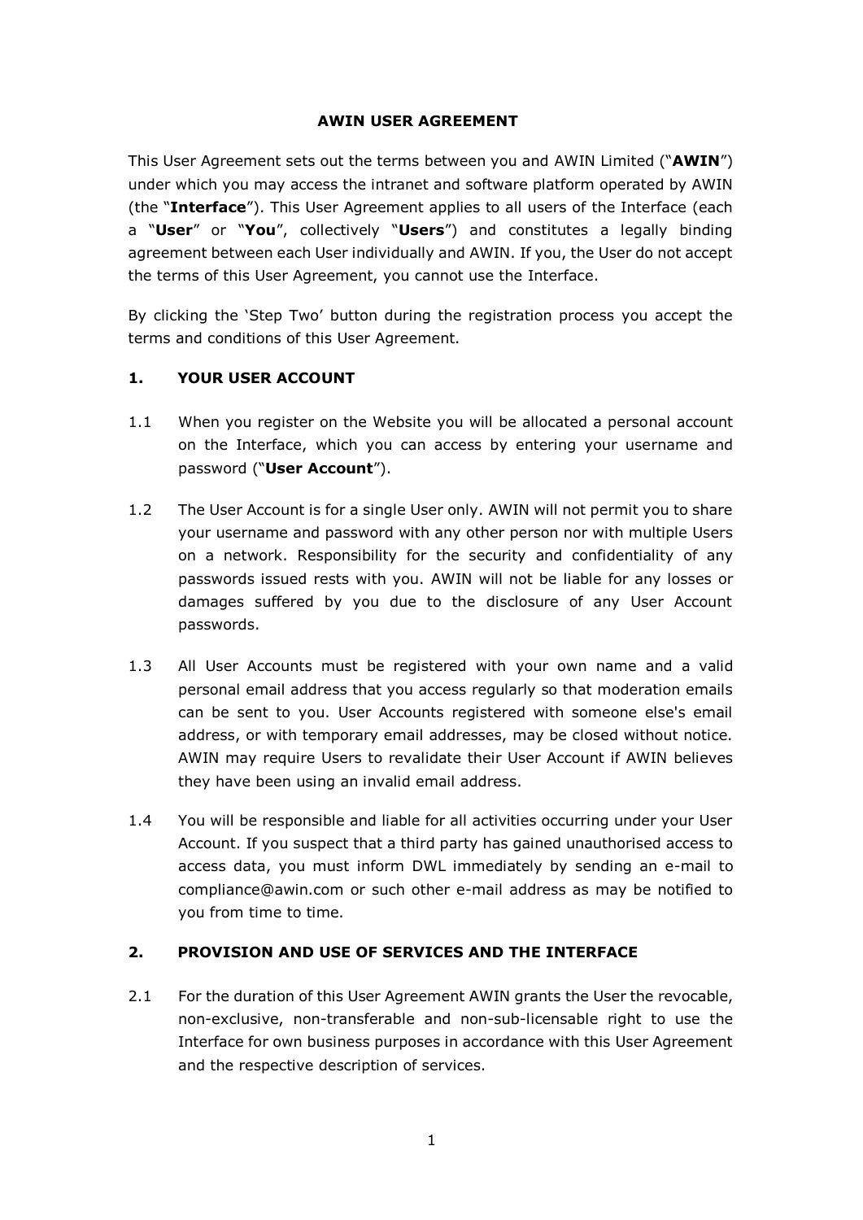# AWIN USER AGREEMENT

This User Agreement sets out the terms between you and AWIN Limited ("**AWIN**") under which you may access the intranet and software platform operated by AWIN (the "**Interface**"). This User Agreement applies to all users of the Interface (each a "**User**" or "**You**", collectively "**Users**") and constitutes a legally binding agreement between each User individually and AWIN. If you, the User do not accept the terms of this User Agreement, you cannot use the Interface.

By clicking the 'Step Two' button during the registration process you accept the terms and conditions of this User Agreement.

## 1. YOUR USER ACCOUNT

1.1 When you register on the Website you will be allocated a personal account on the Interface, which you can access by entering your username and password ("**User Account**").

1.2 The User Account is for a single User only. AWIN will not permit you to share your username and password with any other person nor with multiple Users on a network. Responsibility for the security and confidentiality of any passwords issued rests with you. AWIN will not be liable for any losses or damages suffered by you due to the disclosure of any User Account passwords.

1.3 All User Accounts must be registered with your own name and a valid personal email address that you access regularly so that moderation emails can be sent to you. User Accounts registered with someone else's email address, or with temporary email addresses, may be closed without notice. AWIN may require Users to revalidate their User Account if AWIN believes they have been using an invalid email address.

1.4 You will be responsible and liable for all activities occurring under your User Account. If you suspect that a third party has gained unauthorised access to access data, you must inform DWL immediately by sending an e-mail to compliance@awin.com or such other e-mail address as may be notified to you from time to time.

## 2. PROVISION AND USE OF SERVICES AND THE INTERFACE

2.1 For the duration of this User Agreement AWIN grants the User the revocable, non-exclusive, non-transferable and non-sub-licensable right to use the Interface for own business purposes in accordance with this User Agreement and the respective description of services.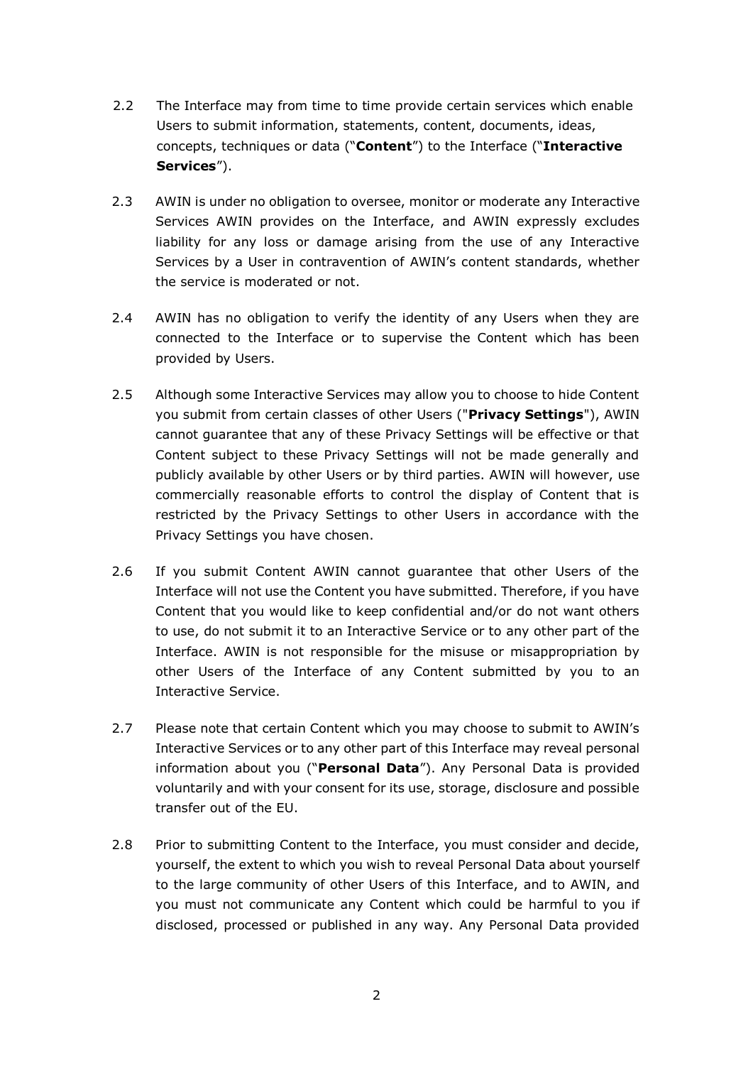2.2 The Interface may from time to time provide certain services which enable Users to submit information, statements, content, documents, ideas, concepts, techniques or data ("**Content**") to the Interface ("**Interactive Services**").

2.3 AWIN is under no obligation to oversee, monitor or moderate any Interactive Services AWIN provides on the Interface, and AWIN expressly excludes liability for any loss or damage arising from the use of any Interactive Services by a User in contravention of AWIN's content standards, whether the service is moderated or not.

2.4 AWIN has no obligation to verify the identity of any Users when they are connected to the Interface or to supervise the Content which has been provided by Users.

2.5 Although some Interactive Services may allow you to choose to hide Content you submit from certain classes of other Users ("**Privacy Settings**"), AWIN cannot guarantee that any of these Privacy Settings will be effective or that Content subject to these Privacy Settings will not be made generally and publicly available by other Users or by third parties. AWIN will however, use commercially reasonable efforts to control the display of Content that is restricted by the Privacy Settings to other Users in accordance with the Privacy Settings you have chosen.

2.6 If you submit Content AWIN cannot guarantee that other Users of the Interface will not use the Content you have submitted. Therefore, if you have Content that you would like to keep confidential and/or do not want others to use, do not submit it to an Interactive Service or to any other part of the Interface. AWIN is not responsible for the misuse or misappropriation by other Users of the Interface of any Content submitted by you to an Interactive Service.

2.7 Please note that certain Content which you may choose to submit to AWIN's Interactive Services or to any other part of this Interface may reveal personal information about you ("**Personal Data**"). Any Personal Data is provided voluntarily and with your consent for its use, storage, disclosure and possible transfer out of the EU.

2.8 Prior to submitting Content to the Interface, you must consider and decide, yourself, the extent to which you wish to reveal Personal Data about yourself to the large community of other Users of this Interface, and to AWIN, and you must not communicate any Content which could be harmful to you if disclosed, processed or published in any way. Any Personal Data provided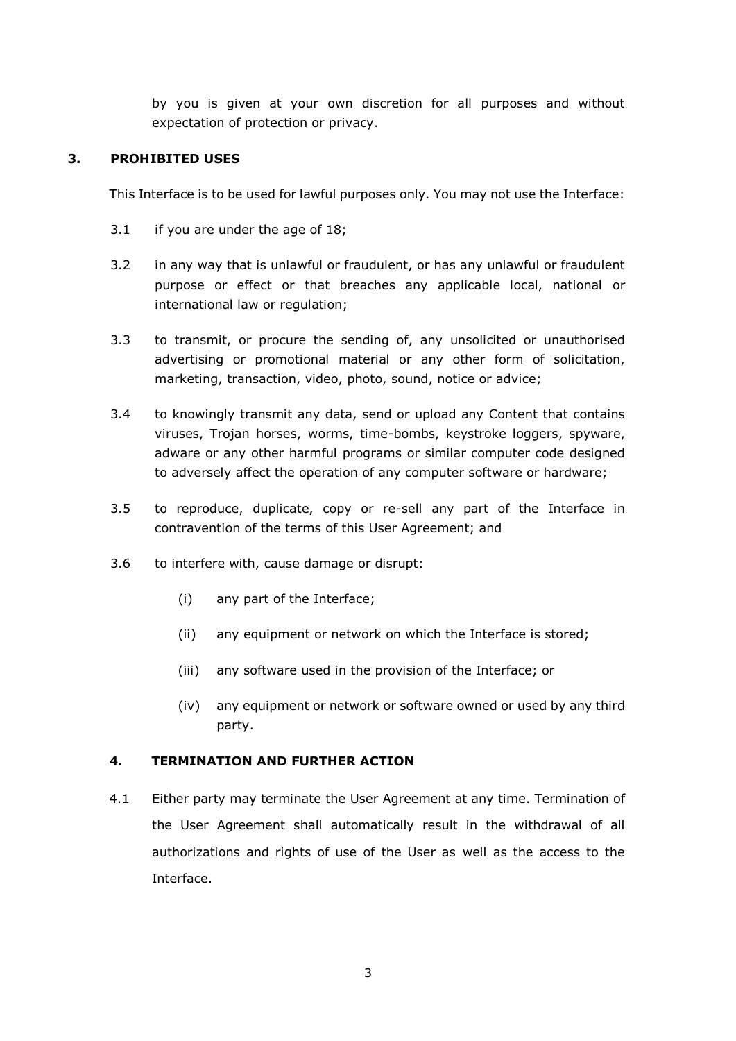by you is given at your own discretion for all purposes and without expectation of protection or privacy.

## 3. PROHIBITED USES

This Interface is to be used for lawful purposes only. You may not use the Interface:

3.1 if you are under the age of 18;

3.2 in any way that is unlawful or fraudulent, or has any unlawful or fraudulent purpose or effect or that breaches any applicable local, national or international law or regulation;

3.3 to transmit, or procure the sending of, any unsolicited or unauthorised advertising or promotional material or any other form of solicitation, marketing, transaction, video, photo, sound, notice or advice;

3.4 to knowingly transmit any data, send or upload any Content that contains viruses, Trojan horses, worms, time-bombs, keystroke loggers, spyware, adware or any other harmful programs or similar computer code designed to adversely affect the operation of any computer software or hardware;

3.5 to reproduce, duplicate, copy or re-sell any part of the Interface in contravention of the terms of this User Agreement; and

3.6 to interfere with, cause damage or disrupt:

(i) any part of the Interface;

(ii) any equipment or network on which the Interface is stored;

(iii) any software used in the provision of the Interface; or

(iv) any equipment or network or software owned or used by any third party.

## 4. TERMINATION AND FURTHER ACTION

4.1 Either party may terminate the User Agreement at any time. Termination of the User Agreement shall automatically result in the withdrawal of all authorizations and rights of use of the User as well as the access to the Interface.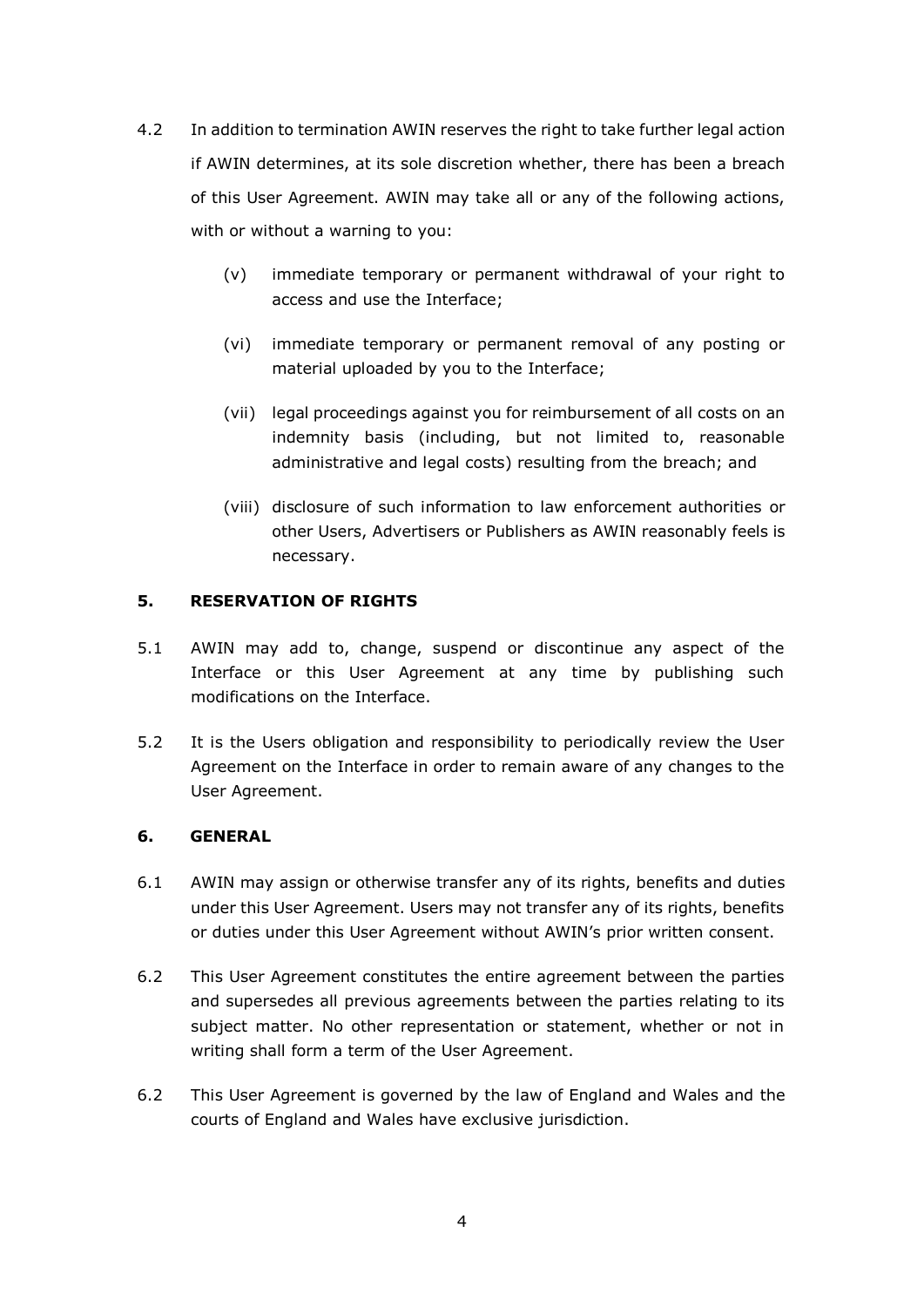4.2 In addition to termination AWIN reserves the right to take further legal action if AWIN determines, at its sole discretion whether, there has been a breach of this User Agreement. AWIN may take all or any of the following actions, with or without a warning to you:

(v) immediate temporary or permanent withdrawal of your right to access and use the Interface;

(vi) immediate temporary or permanent removal of any posting or material uploaded by you to the Interface;

(vii) legal proceedings against you for reimbursement of all costs on an indemnity basis (including, but not limited to, reasonable administrative and legal costs) resulting from the breach; and

(viii) disclosure of such information to law enforcement authorities or other Users, Advertisers or Publishers as AWIN reasonably feels is necessary.

## 5. RESERVATION OF RIGHTS

5.1 AWIN may add to, change, suspend or discontinue any aspect of the Interface or this User Agreement at any time by publishing such modifications on the Interface.

5.2 It is the Users obligation and responsibility to periodically review the User Agreement on the Interface in order to remain aware of any changes to the User Agreement.

## 6. GENERAL

6.1 AWIN may assign or otherwise transfer any of its rights, benefits and duties under this User Agreement. Users may not transfer any of its rights, benefits or duties under this User Agreement without AWIN's prior written consent.

6.2 This User Agreement constitutes the entire agreement between the parties and supersedes all previous agreements between the parties relating to its subject matter. No other representation or statement, whether or not in writing shall form a term of the User Agreement.

6.2 This User Agreement is governed by the law of England and Wales and the courts of England and Wales have exclusive jurisdiction.